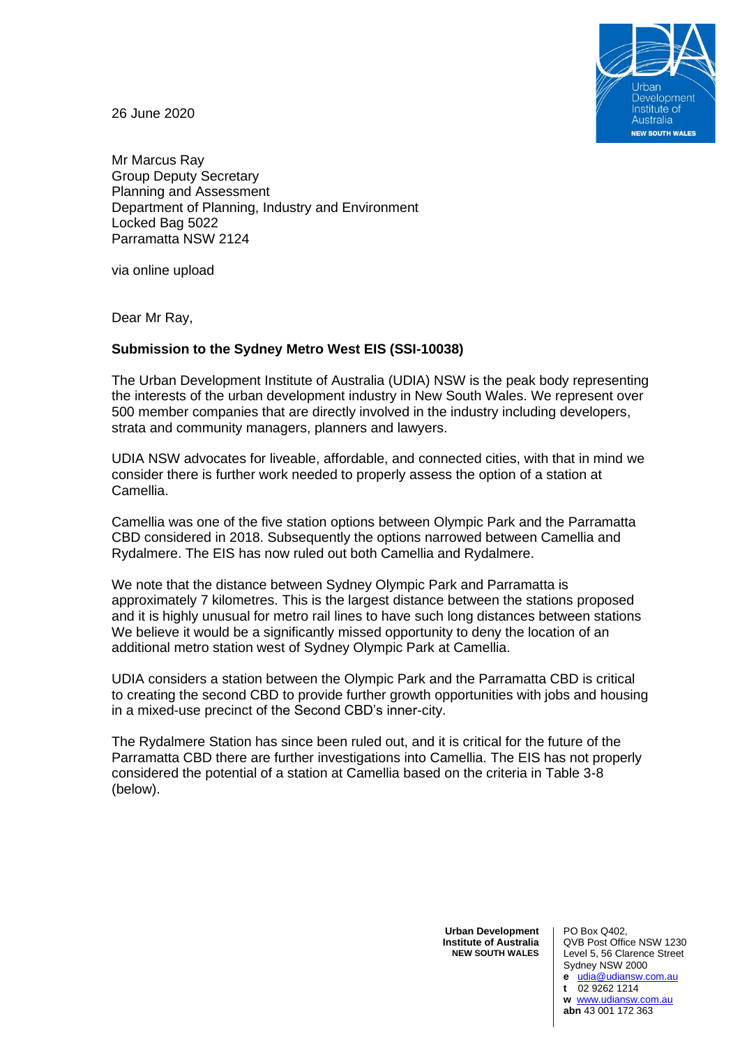26 June 2020

Mr Marcus Ray
Group Deputy Secretary
Planning and Assessment
Department of Planning, Industry and Environment
Locked Bag 5022
Parramatta NSW 2124

via online upload

Dear Mr Ray,

**Submission to the Sydney Metro West EIS (SSI-10038)**

The Urban Development Institute of Australia (UDIA) NSW is the peak body representing the interests of the urban development industry in New South Wales. We represent over 500 member companies that are directly involved in the industry including developers, strata and community managers, planners and lawyers.

UDIA NSW advocates for liveable, affordable, and connected cities, with that in mind we consider there is further work needed to properly assess the option of a station at Camellia.

Camellia was one of the five station options between Olympic Park and the Parramatta CBD considered in 2018. Subsequently the options narrowed between Camellia and Rydalmere. The EIS has now ruled out both Camellia and Rydalmere.

We note that the distance between Sydney Olympic Park and Parramatta is approximately 7 kilometres. This is the largest distance between the stations proposed and it is highly unusual for metro rail lines to have such long distances between stations We believe it would be a significantly missed opportunity to deny the location of an additional metro station west of Sydney Olympic Park at Camellia.

UDIA considers a station between the Olympic Park and the Parramatta CBD is critical to creating the second CBD to provide further growth opportunities with jobs and housing in a mixed-use precinct of the Second CBD's inner-city.

The Rydalmere Station has since been ruled out, and it is critical for the future of the Parramatta CBD there are further investigations into Camellia. The EIS has not properly considered the potential of a station at Camellia based on the criteria in Table 3-8 (below).

**Urban Development Institute of Australia NEW SOUTH WALES**

PO Box Q402,
QVB Post Office NSW 1230
Level 5, 56 Clarence Street
Sydney NSW 2000
**e** udia@udiansw.com.au
**t** 02 9262 1214
**w** www.udiansw.com.au
**abn** 43 001 172 363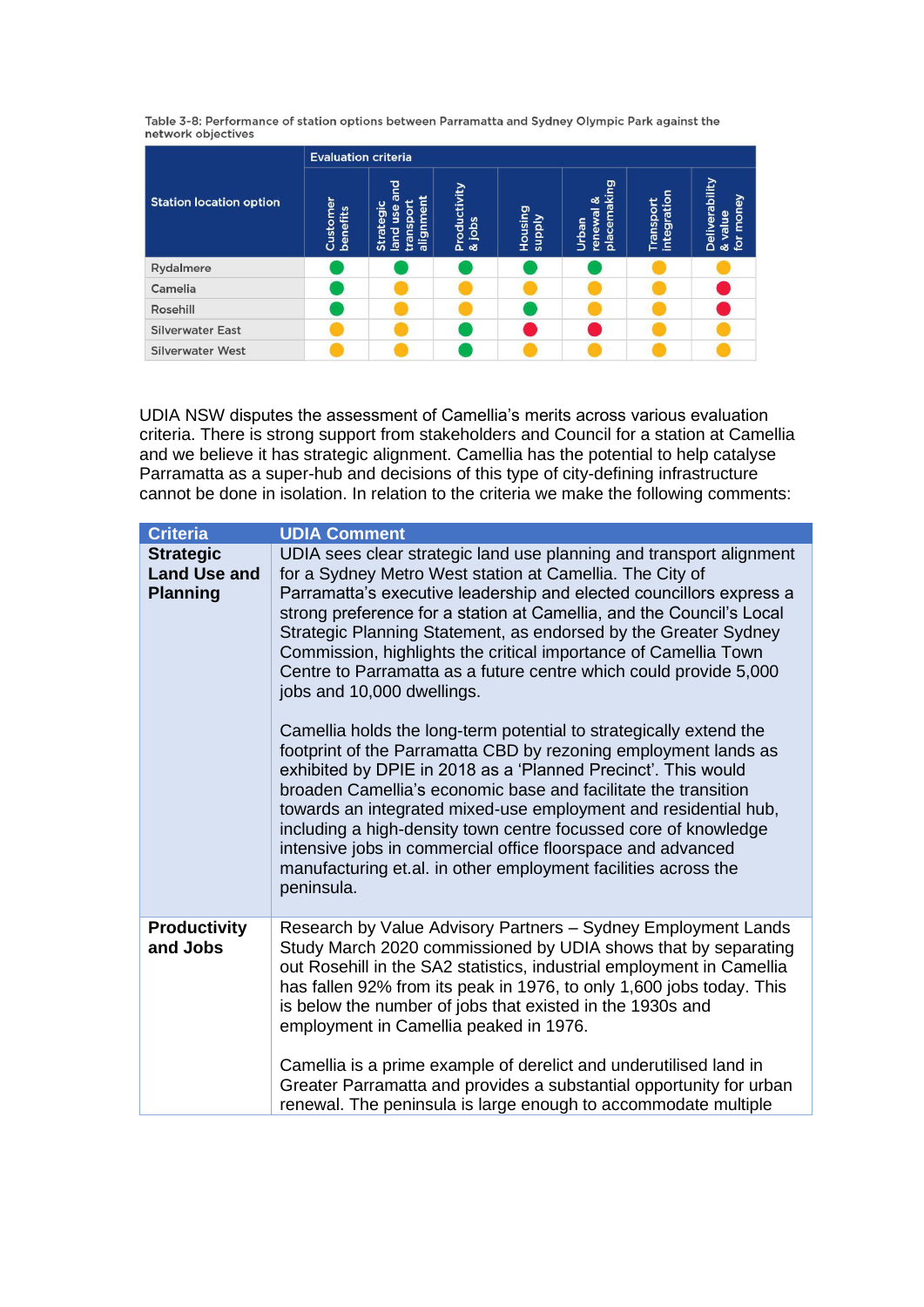Table 3-8: Performance of station options between Parramatta and Sydney Olympic Park against the network objectives

| Station location option | Evaluation criteria | | | | | | |
|---|---|---|---|---|---|---|---|
| | Customer benefits | Strategic land use and transport alignment | Productivity & jobs | Housing supply | Urban renewal & placemaking | Transport integration | Deliverability & value for money |
| Rydalmere | Green | Green | Green | Green | Green | Amber | Amber |
| Camelia | Green | Amber | Amber | Amber | Amber | Amber | Red |
| Rosehill | Green | Amber | Amber | Green | Amber | Amber | Red |
| Silverwater East | Amber | Amber | Green | Red | Red | Amber | Amber |
| Silverwater West | Amber | Amber | Green | Amber | Amber | Amber | Amber |

UDIA NSW disputes the assessment of Camellia's merits across various evaluation criteria. There is strong support from stakeholders and Council for a station at Camellia and we believe it has strategic alignment. Camellia has the potential to help catalyse Parramatta as a super-hub and decisions of this type of city-defining infrastructure cannot be done in isolation. In relation to the criteria we make the following comments:

| Criteria | UDIA Comment |
|---|---|
| **Strategic Land Use and Planning** | UDIA sees clear strategic land use planning and transport alignment for a Sydney Metro West station at Camellia. The City of Parramatta's executive leadership and elected councillors express a strong preference for a station at Camellia, and the Council's Local Strategic Planning Statement, as endorsed by the Greater Sydney Commission, highlights the critical importance of Camellia Town Centre to Parramatta as a future centre which could provide 5,000 jobs and 10,000 dwellings.<br><br>Camellia holds the long-term potential to strategically extend the footprint of the Parramatta CBD by rezoning employment lands as exhibited by DPIE in 2018 as a 'Planned Precinct'. This would broaden Camellia's economic base and facilitate the transition towards an integrated mixed-use employment and residential hub, including a high-density town centre focussed core of knowledge intensive jobs in commercial office floorspace and advanced manufacturing et.al. in other employment facilities across the peninsula. |
| **Productivity and Jobs** | Research by Value Advisory Partners – Sydney Employment Lands Study March 2020 commissioned by UDIA shows that by separating out Rosehill in the SA2 statistics, industrial employment in Camellia has fallen 92% from its peak in 1976, to only 1,600 jobs today. This is below the number of jobs that existed in the 1930s and employment in Camellia peaked in 1976.<br><br>Camellia is a prime example of derelict and underutilised land in Greater Parramatta and provides a substantial opportunity for urban renewal. The peninsula is large enough to accommodate multiple |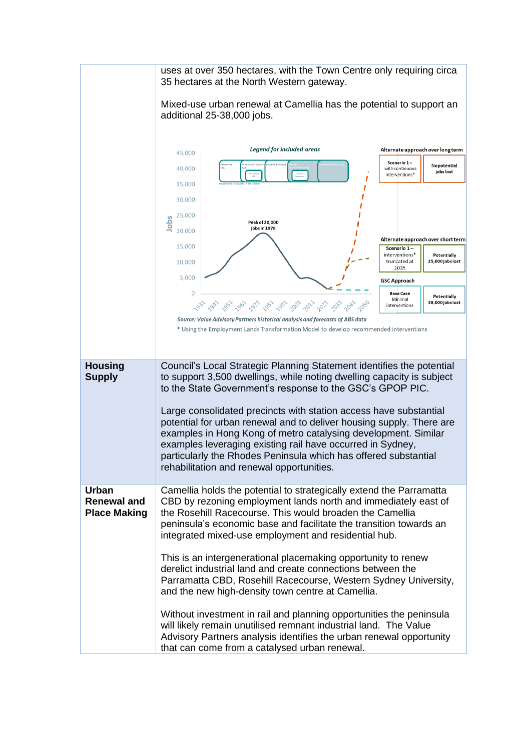| | |
|---|---|
| | uses at over 350 hectares, with the Town Centre only requiring circa 35 hectares at the North Western gateway.<br><br>Mixed-use urban renewal at Camellia has the potential to support an additional 25-38,000 jobs.<br><br>Source: Value Advisory Partners historical analysis and forecasts of ABS data<br>* Using the Employment Lands Transformation Model to develop recommended interventions |
| **Housing Supply** | Council's Local Strategic Planning Statement identifies the potential to support 3,500 dwellings, while noting dwelling capacity is subject to the State Government's response to the GSC's GPOP PIC.<br><br>Large consolidated precincts with station access have substantial potential for urban renewal and to deliver housing supply. There are examples in Hong Kong of metro catalysing development. Similar examples leveraging existing rail have occurred in Sydney, particularly the Rhodes Peninsula which has offered substantial rehabilitation and renewal opportunities. |
| **Urban Renewal and Place Making** | Camellia holds the potential to strategically extend the Parramatta CBD by rezoning employment lands north and immediately east of the Rosehill Racecourse. This would broaden the Camellia peninsula's economic base and facilitate the transition towards an integrated mixed-use employment and residential hub.<br><br>This is an intergenerational placemaking opportunity to renew derelict industrial land and create connections between the Parramatta CBD, Rosehill Racecourse, Western Sydney University, and the new high-density town centre at Camellia.<br><br>Without investment in rail and planning opportunities the peninsula will likely remain unutilised remnant industrial land. The Value Advisory Partners analysis identifies the urban renewal opportunity that can come from a catalysed urban renewal. |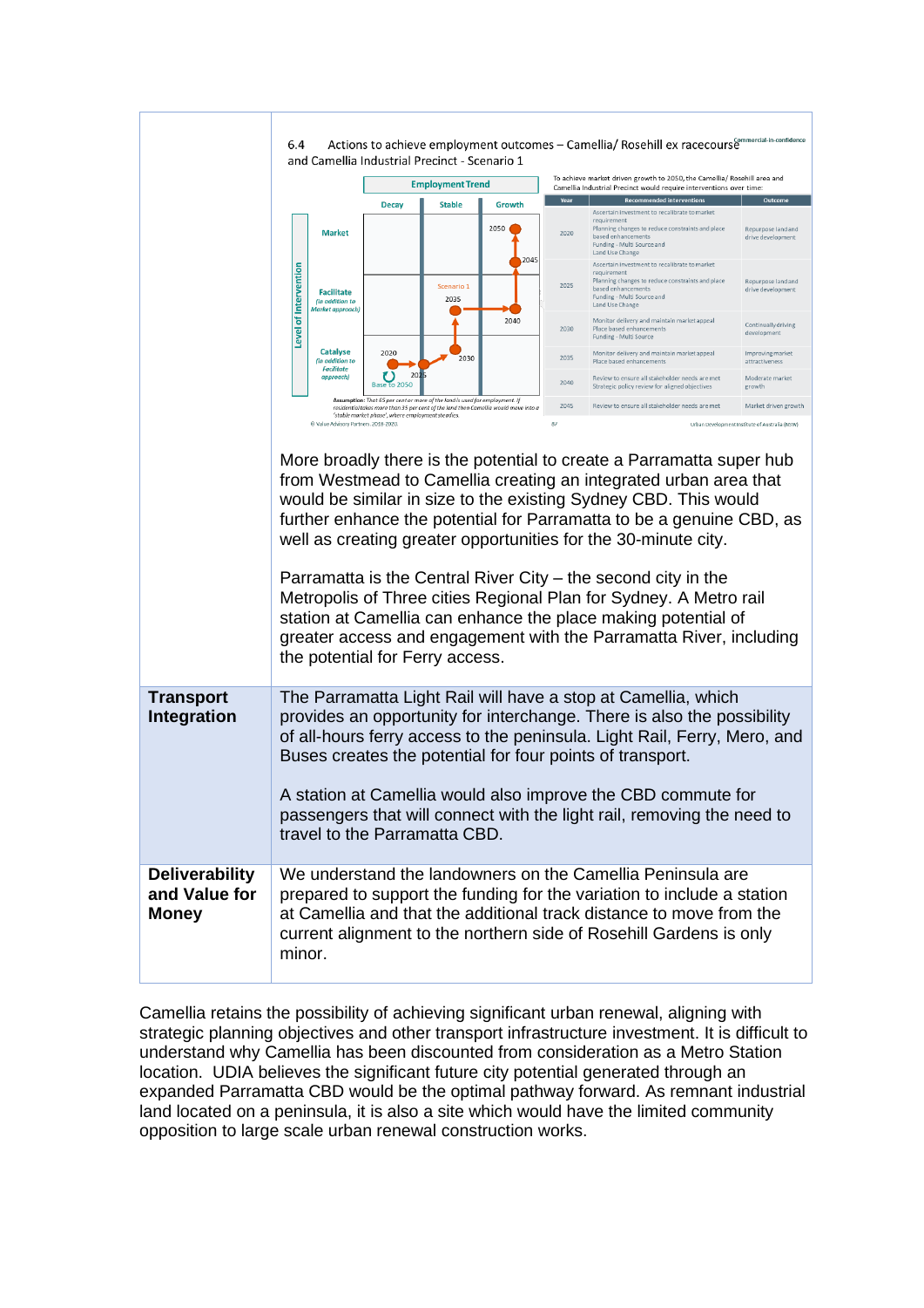| | 6.4 Actions to achieve employment outcomes – Camellia/ Rosehill ex racecourse and Camellia Industrial Precinct - Scenario 1<br><br>More broadly there is the potential to create a Parramatta super hub from Westmead to Camellia creating an integrated urban area that would be similar in size to the existing Sydney CBD. This would further enhance the potential for Parramatta to be a genuine CBD, as well as creating greater opportunities for the 30-minute city.<br><br>Parramatta is the Central River City – the second city in the Metropolis of Three cities Regional Plan for Sydney. A Metro rail station at Camellia can enhance the place making potential of greater access and engagement with the Parramatta River, including the potential for Ferry access. |
|---|---|
| **Transport Integration** | The Parramatta Light Rail will have a stop at Camellia, which provides an opportunity for interchange. There is also the possibility of all-hours ferry access to the peninsula. Light Rail, Ferry, Mero, and Buses creates the potential for four points of transport.<br><br>A station at Camellia would also improve the CBD commute for passengers that will connect with the light rail, removing the need to travel to the Parramatta CBD. |
| **Deliverability and Value for Money** | We understand the landowners on the Camellia Peninsula are prepared to support the funding for the variation to include a station at Camellia and that the additional track distance to move from the current alignment to the northern side of Rosehill Gardens is only minor. |

Camellia retains the possibility of achieving significant urban renewal, aligning with strategic planning objectives and other transport infrastructure investment. It is difficult to understand why Camellia has been discounted from consideration as a Metro Station location. UDIA believes the significant future city potential generated through an expanded Parramatta CBD would be the optimal pathway forward. As remnant industrial land located on a peninsula, it is also a site which would have the limited community opposition to large scale urban renewal construction works.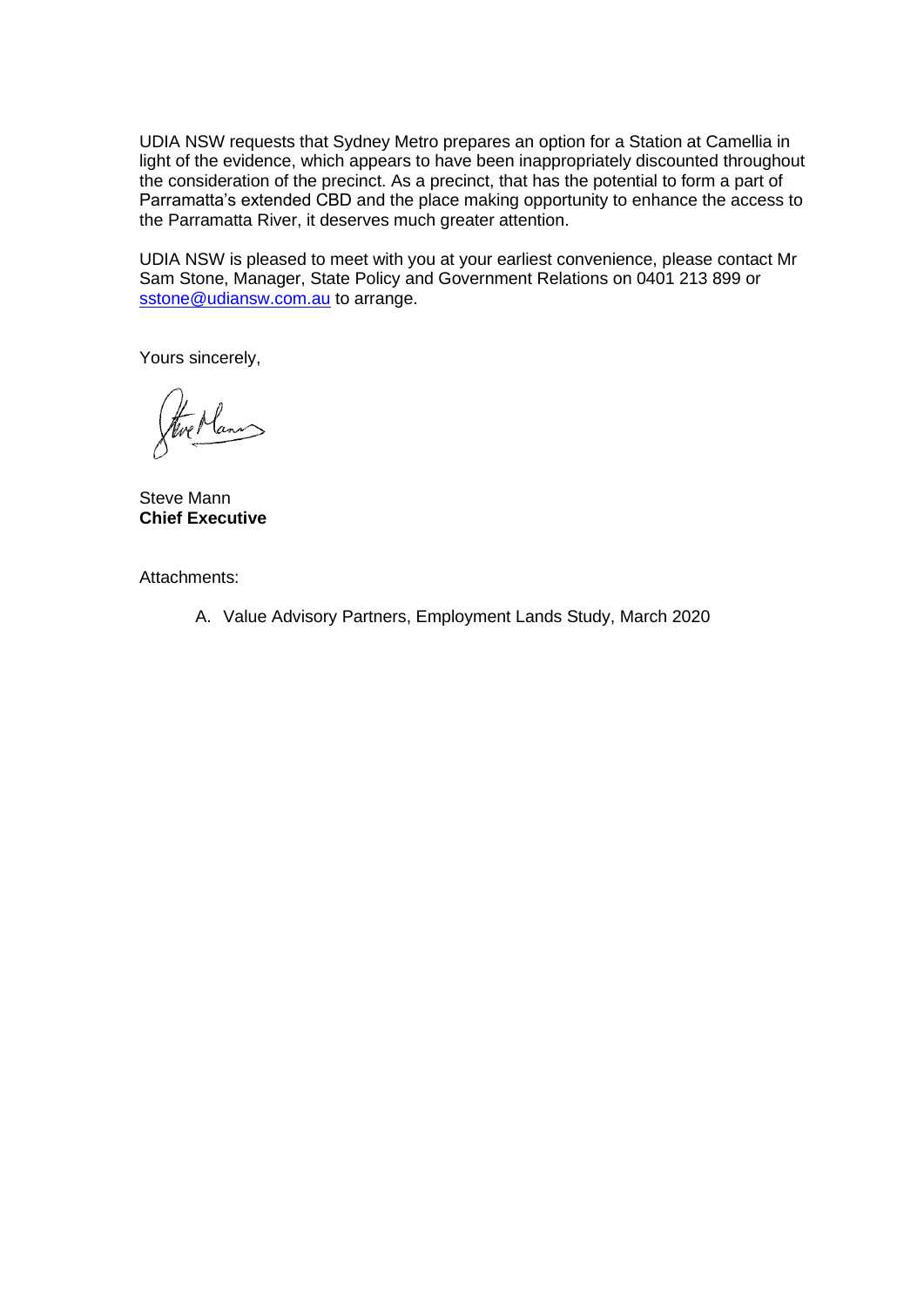UDIA NSW requests that Sydney Metro prepares an option for a Station at Camellia in light of the evidence, which appears to have been inappropriately discounted throughout the consideration of the precinct. As a precinct, that has the potential to form a part of Parramatta's extended CBD and the place making opportunity to enhance the access to the Parramatta River, it deserves much greater attention.

UDIA NSW is pleased to meet with you at your earliest convenience, please contact Mr Sam Stone, Manager, State Policy and Government Relations on 0401 213 899 or sstone@udiansw.com.au to arrange.

Yours sincerely,

Steve Mann
**Chief Executive**

Attachments:

A. Value Advisory Partners, Employment Lands Study, March 2020